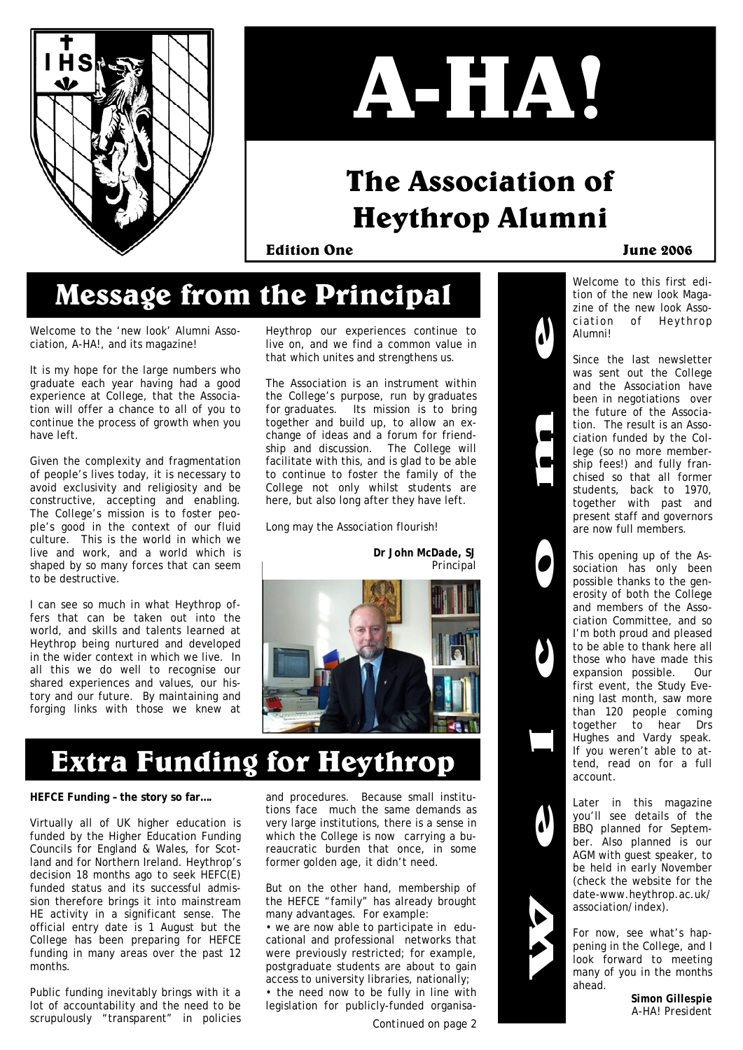# A-HA!

## The Association of Heythrop Alumni

**Edition One** **June 2006**

## Message from the Principal

Welcome to the 'new look' Alumni Association, A-HA!, and its magazine!

It is my hope for the large numbers who graduate each year having had a good experience at College, that the Association will offer a chance to all of you to continue the process of growth when you have left.

Given the complexity and fragmentation of people's lives today, it is necessary to avoid exclusivity and religiosity and be constructive, accepting and enabling. The College's mission is to foster people's good in the context of our fluid culture. This is the world in which we live and work, and a world which is shaped by so many forces that can seem to be destructive.

I can see so much in what Heythrop offers that can be taken out into the world, and skills and talents learned at Heythrop being nurtured and developed in the wider context in which we live. In all this we do well to recognise our shared experiences and values, our history and our future. By maintaining and forging links with those we knew at Heythrop our experiences continue to live on, and we find a common value in that which unites and strengthens us.

The Association is an instrument within the College's purpose, run by graduates for graduates. Its mission is to bring together and build up, to allow an exchange of ideas and a forum for friendship and discussion. The College will facilitate with this, and is glad to be able to continue to foster the family of the College not only whilst students are here, but also long after they have left.

Long may the Association flourish!

**Dr John McDade, SJ**
*Principal*

## Extra Funding for Heythrop

**HEFCE Funding – the story so far….**

Virtually all of UK higher education is funded by the Higher Education Funding Councils for England & Wales, for Scotland and for Northern Ireland. Heythrop's decision 18 months ago to seek HEFC(E) funded status and its successful admission therefore brings it into mainstream HE activity in a significant sense. The official entry date is 1 August but the College has been preparing for HEFCE funding in many areas over the past 12 months.

Public funding inevitably brings with it a lot of accountability and the need to be scrupulously "transparent" in policies and procedures. Because small institutions face much the same demands as very large institutions, there is a sense in which the College is now carrying a bureaucratic burden that once, in some former golden age, it didn't need.

But on the other hand, membership of the HEFCE "family" has already brought many advantages. For example:

- we are now able to participate in educational and professional networks that were previously restricted; for example, postgraduate students are about to gain access to university libraries, nationally;
- the need now to be fully in line with legislation for publicly-funded organisa-

*Continued on page 2*

## Welcome

Welcome to this first edition of the new look Magazine of the new look Association of Heythrop Alumni!

Since the last newsletter was sent out the College and the Association have been in negotiations over the future of the Association. The result is an Association funded by the College (so no more membership fees!) and fully franchised so that all former students, back to 1970, together with past and present staff and governors are now full members.

This opening up of the Association has only been possible thanks to the generosity of both the College and members of the Association Committee, and so I'm both proud and pleased to be able to thank here all those who have made this expansion possible. Our first event, the Study Evening last month, saw more than 120 people coming together to hear Drs Hughes and Vardy speak. If you weren't able to attend, read on for a full account.

Later in this magazine you'll see details of the BBQ planned for September. Also planned is our AGM with guest speaker, to be held in early November (check the website for the date-www.heythrop.ac.uk/association/index).

For now, see what's happening in the College, and I look forward to meeting many of you in the months ahead.

**Simon Gillespie**
A-HA! President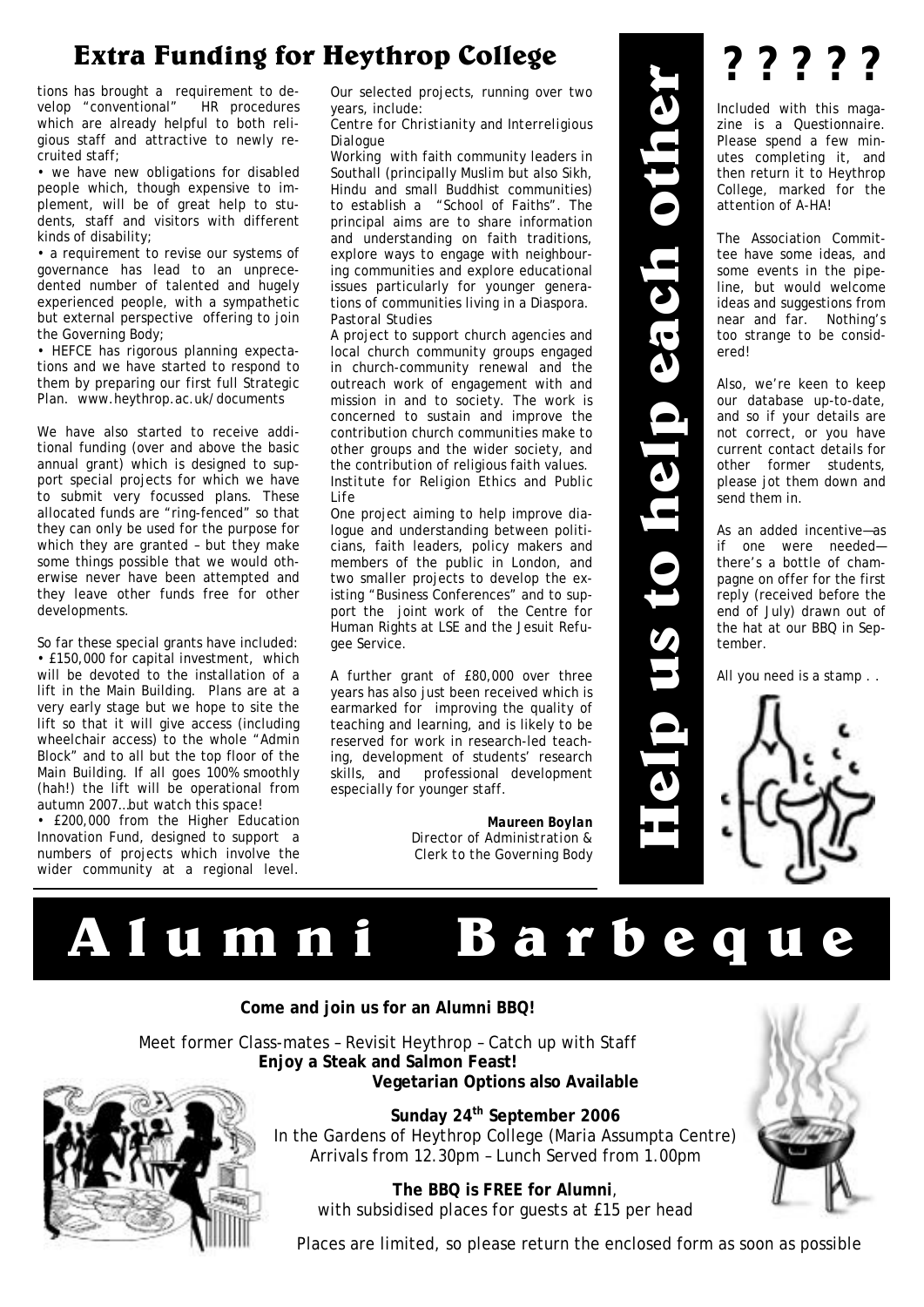## Extra Funding for Heythrop College

tions has brought a requirement to develop "conventional" HR procedures which are already helpful to both religious staff and attractive to newly recruited staff;

• we have new obligations for disabled people which, though expensive to implement, will be of great help to students, staff and visitors with different kinds of disability;

• a requirement to revise our systems of governance has lead to an unprecedented number of talented and hugely experienced people, with a sympathetic but external perspective offering to join the Governing Body;

• HEFCE has rigorous planning expectations and we have started to respond to them by preparing our first full Strategic Plan. www.heythrop.ac.uk/documents

We have also started to receive additional funding (over and above the basic annual grant) which is designed to support special projects for which we have to submit very focussed plans. These allocated funds are "ring-fenced" so that they can only be used for the purpose for which they are granted – but they make some things possible that we would otherwise never have been attempted and they leave other funds free for other developments.

So far these special grants have included:

• £150,000 for capital investment, which will be devoted to the installation of a lift in the Main Building. Plans are at a very early stage but we hope to site the lift so that it will give access (including wheelchair access) to the whole "Admin Block" and to all but the top floor of the Main Building. If all goes 100% smoothly (hah!) the lift will be operational from autumn 2007…but watch this space!

• £200,000 from the Higher Education Innovation Fund, designed to support a numbers of projects which involve the wider community at a regional level.

Our selected projects, running over two years, include:

*Centre for Christianity and Interreligious Dialogue*

Working with faith community leaders in Southall (principally Muslim but also Sikh, Hindu and small Buddhist communities) to establish a "School of Faiths". The principal aims are to share information and understanding on faith traditions, explore ways to engage with neighbouring communities and explore educational issues particularly for younger generations of communities living in a Diaspora.

*Pastoral Studies*

A project to support church agencies and local church community groups engaged in church-community renewal and the outreach work of engagement with and mission in and to society. The work is concerned to sustain and improve the contribution church communities make to other groups and the wider society, and the contribution of religious faith values.

*Institute for Religion Ethics and Public Life*

One project aiming to help improve dialogue and understanding between politicians, faith leaders, policy makers and members of the public in London, and two smaller projects to develop the existing "Business Conferences" and to support the joint work of the Centre for Human Rights at LSE and the Jesuit Refugee Service.

A further grant of £80,000 over three years has also just been received which is earmarked for improving the quality of teaching and learning, and is likely to be reserved for work in research-led teaching, development of students' research skills, and professional development especially for younger staff.

***Maureen Boylan***
*Director of Administration &*
*Clerk to the Governing Body*

## Help us to help each other

## ? ? ? ? ?

Included with this magazine is a Questionnaire. Please spend a few minutes completing it, and then return it to Heythrop College, marked for the attention of A-HA!

The Association Committee have some ideas, and some events in the pipeline, but would welcome ideas and suggestions from near and far. Nothing's too strange to be considered!

Also, we're keen to keep our database up-to-date, and so if your details are not correct, or you have current contact details for other former students, please jot them down and send them in.

As an added incentive—as if one were needed—there's a bottle of champagne on offer for the first reply (received before the end of July) drawn out of the hat at our BBQ in September.

All you need is a stamp . .

# Alumni Barbeque

**Come and join us for an Alumni BBQ!**

Meet former Class-mates – Revisit Heythrop – Catch up with Staff

**Enjoy a Steak and Salmon Feast!**

**Vegetarian Options also Available**

**Sunday 24th September 2006**

In the Gardens of Heythrop College (Maria Assumpta Centre)

Arrivals from 12.30pm – Lunch Served from 1.00pm

**The BBQ is FREE for Alumni**, with subsidised places for guests at £15 per head

Places are limited, so please return the enclosed form as soon as possible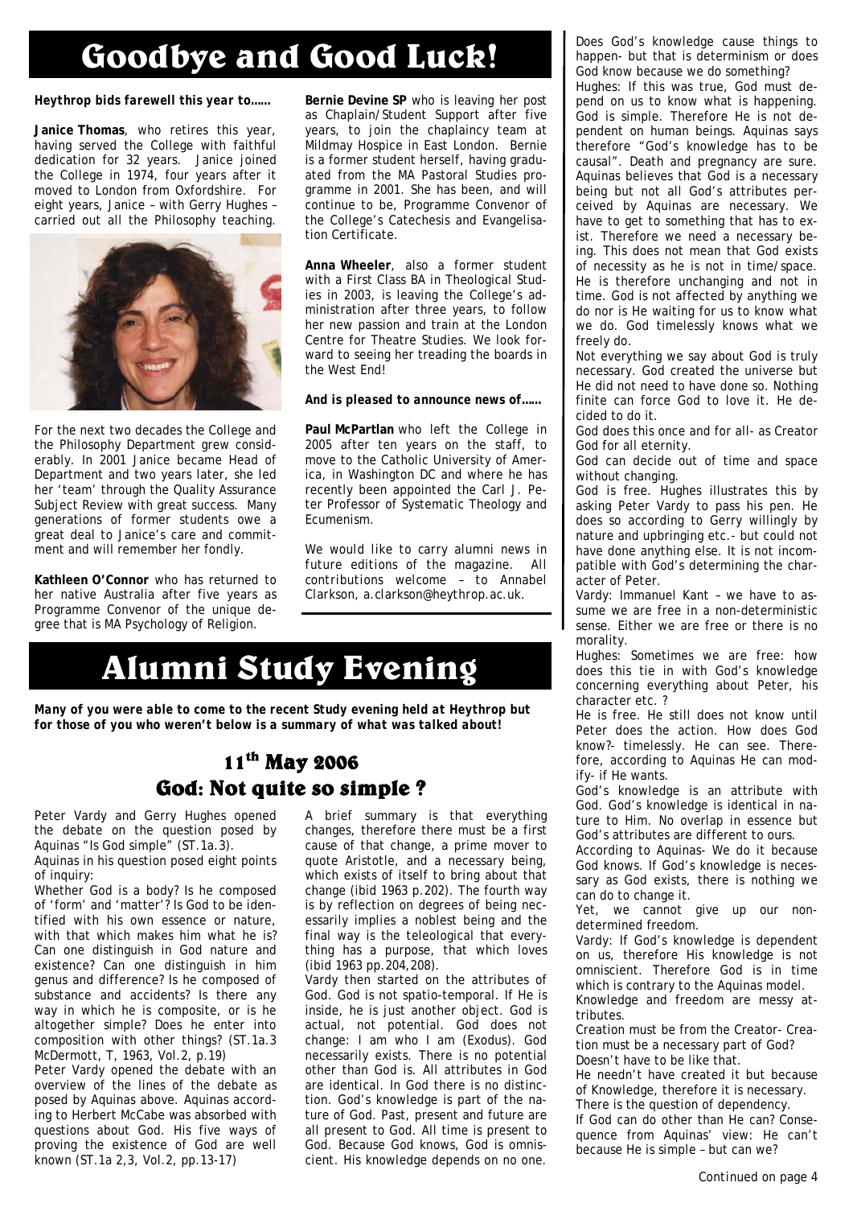# Goodbye and Good Luck!

***Heythrop bids farewell this year to……***

**Janice Thomas**, who retires this year, having served the College with faithful dedication for 32 years. Janice joined the College in 1974, four years after it moved to London from Oxfordshire. For eight years, Janice – with Gerry Hughes – carried out all the Philosophy teaching.

For the next two decades the College and the Philosophy Department grew considerably. In 2001 Janice became Head of Department and two years later, she led her 'team' through the Quality Assurance Subject Review with great success. Many generations of former students owe a great deal to Janice's care and commitment and will remember her fondly.

**Kathleen O'Connor** who has returned to her native Australia after five years as Programme Convenor of the unique degree that is MA Psychology of Religion.

**Bernie Devine SP** who is leaving her post as Chaplain/Student Support after five years, to join the chaplaincy team at Mildmay Hospice in East London. Bernie is a former student herself, having graduated from the MA Pastoral Studies programme in 2001. She has been, and will continue to be, Programme Convenor of the College's Catechesis and Evangelisation Certificate.

**Anna Wheeler**, also a former student with a First Class BA in Theological Studies in 2003, is leaving the College's administration after three years, to follow her new passion and train at the London Centre for Theatre Studies. We look forward to seeing her treading the boards in the West End!

***And is pleased to announce news of……***

**Paul McPartlan** who left the College in 2005 after ten years on the staff, to move to the Catholic University of America, in Washington DC and where he has recently been appointed the Carl J. Peter Professor of Systematic Theology and Ecumenism.

We would like to carry alumni news in future editions of the magazine. All contributions welcome – to Annabel Clarkson, a.clarkson@heythrop.ac.uk.

# Alumni Study Evening

***Many of you were able to come to the recent Study evening held at Heythrop but for those of you who weren't below is a summary of what was talked about!***

## 11th May 2006
## God: Not quite so simple ?

Peter Vardy and Gerry Hughes opened the debate on the question posed by Aquinas "Is God simple" (ST.1a.3).

Aquinas in his question posed eight points of inquiry:

Whether God is a body? Is he composed of 'form' and 'matter'? Is God to be identified with his own essence or nature, with that which makes him what he is? Can one distinguish in God nature and existence? Can one distinguish in him genus and difference? Is he composed of substance and accidents? Is there any way in which he is composite, or is he altogether simple? Does he enter into composition with other things? (ST.1a.3 McDermott, T, 1963, Vol.2, p.19)

Peter Vardy opened the debate with an overview of the lines of the debate as posed by Aquinas above. Aquinas according to Herbert McCabe was absorbed with questions about God. His five ways of proving the existence of God are well known (ST.1a 2,3, Vol.2, pp.13-17)

A brief summary is that everything changes, therefore there must be a first cause of that change, a prime mover to quote Aristotle, and a necessary being, which exists of itself to bring about that change (ibid 1963 p.202). The fourth way is by reflection on degrees of being necessarily implies a noblest being and the final way is the teleological that everything has a purpose, that which loves (ibid 1963 pp.204,208).

Vardy then started on the attributes of God. God is not spatio-temporal. If He is inside, he is just another object. God is actual, not potential. God does not change: I am who I am (Exodus). God necessarily exists. There is no potential other than God is. All attributes in God are identical. In God there is no distinction. God's knowledge is part of the nature of God. Past, present and future are all present to God. All time is present to God. Because God knows, God is omniscient. His knowledge depends on no one.

Does God's knowledge cause things to happen- but that is determinism or does God know because we do something?

Hughes: If this was true, God must depend on us to know what is happening. God is simple. Therefore He is not dependent on human beings. Aquinas says therefore "God's knowledge has to be causal". Death and pregnancy are sure. Aquinas believes that God is a necessary being but not all God's attributes perceived by Aquinas are necessary. We have to get to something that has to exist. Therefore we need a necessary being. This does not mean that God exists of necessity as he is not in time/space. He is therefore unchanging and not in time. God is not affected by anything we do nor is He waiting for us to know what we do. God timelessly knows what we freely do.

Not everything we say about God is truly necessary. God created the universe but He did not need to have done so. Nothing finite can force God to love it. He decided to do it.

God does this once and for all- as Creator God for all eternity.

God can decide out of time and space without changing.

God is free. Hughes illustrates this by asking Peter Vardy to pass his pen. He does so according to Gerry willingly by nature and upbringing etc.- but could not have done anything else. It is not incompatible with God's determining the character of Peter.

Vardy: Immanuel Kant – we have to assume we are free in a non-deterministic sense. Either we are free or there is no morality.

Hughes: Sometimes we are free: how does this tie in with God's knowledge concerning everything about Peter, his character etc. ?

He is free. He still does not know until Peter does the action. How does God know?- timelessly. He can see. Therefore, according to Aquinas He can modify- if He wants.

God's knowledge is an attribute with God. God's knowledge is identical in nature to Him. No overlap in essence but God's attributes are different to ours.

According to Aquinas- We do it because God knows. If God's knowledge is necessary as God exists, there is nothing we can do to change it.

Yet, we cannot give up our non-determined freedom.

Vardy: If God's knowledge is dependent on us, therefore His knowledge is not omniscient. Therefore God is in time which is contrary to the Aquinas model.

Knowledge and freedom are messy attributes.

Creation must be from the Creator- Creation must be a necessary part of God?

Doesn't have to be like that.

He needn't have created it but because of Knowledge, therefore it is necessary.

There is the question of dependency.

If God can do other than He can? Consequence from Aquinas' view: He can't because He is simple – but can we?

*Continued on page 4*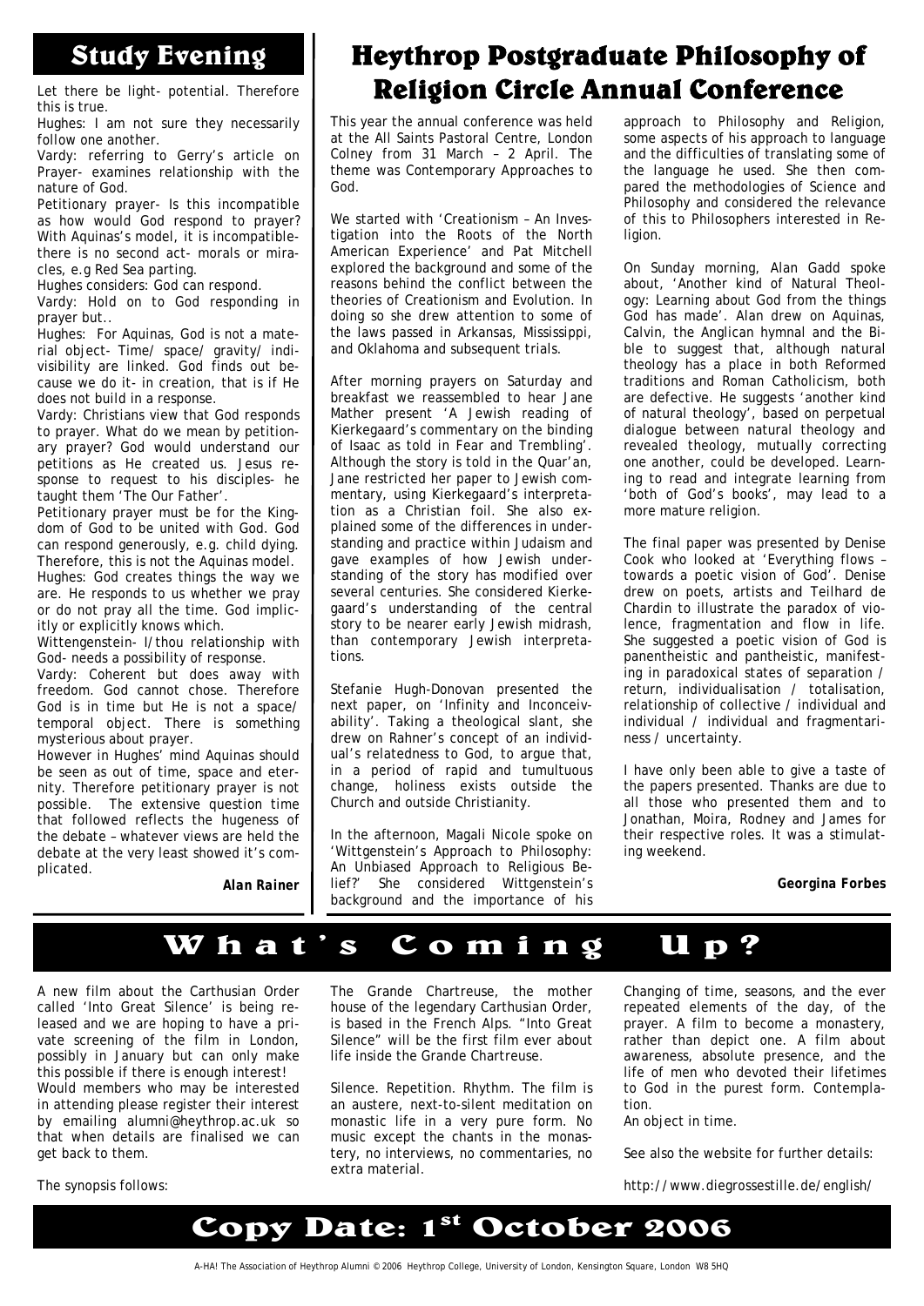## Study Evening

Let there be light- potential. Therefore this is true.

Hughes: I am not sure they necessarily follow one another.

Vardy: referring to Gerry's article on Prayer- examines relationship with the nature of God.

Petitionary prayer- Is this incompatible as how would God respond to prayer? With Aquinas's model, it is incompatible- there is no second act- morals or miracles, e.g Red Sea parting.

Hughes considers: God can respond.

Vardy: Hold on to God responding in prayer but..

Hughes: For Aquinas, God is not a material object- Time/ space/ gravity/ indivisibility are linked. God finds out because we do it- in creation, that is if He does not build in a response.

Vardy: Christians view that God responds to prayer. What do we mean by petitionary prayer? God would understand our petitions as He created us. Jesus response to request to his disciples- he taught them 'The Our Father'.

Petitionary prayer must be for the Kingdom of God to be united with God. God can respond generously, e.g. child dying. Therefore, this is not the Aquinas model.

Hughes: God creates things the way we are. He responds to us whether we pray or do not pray all the time. God implicitly or explicitly knows which.

Wittengenstein- I/thou relationship with God- needs a possibility of response.

Vardy: Coherent but does away with freedom. God cannot chose. Therefore God is in time but He is not a space/ temporal object. There is something mysterious about prayer.

However in Hughes' mind Aquinas should be seen as out of time, space and eternity. Therefore petitionary prayer is not possible. The extensive question time that followed reflects the hugeness of the debate – whatever views are held the debate at the very least showed it's complicated.

***Alan Rainer***

## Heythrop Postgraduate Philosophy of Religion Circle Annual Conference

This year the annual conference was held at the All Saints Pastoral Centre, London Colney from 31 March – 2 April. The theme was Contemporary Approaches to God.

We started with 'Creationism – An Investigation into the Roots of the North American Experience' and Pat Mitchell explored the background and some of the reasons behind the conflict between the theories of Creationism and Evolution. In doing so she drew attention to some of the laws passed in Arkansas, Mississippi, and Oklahoma and subsequent trials.

After morning prayers on Saturday and breakfast we reassembled to hear Jane Mather present 'A Jewish reading of Kierkegaard's commentary on the binding of Isaac as told in Fear and Trembling'. Although the story is told in the Quar'an, Jane restricted her paper to Jewish commentary, using Kierkegaard's interpretation as a Christian foil. She also explained some of the differences in understanding and practice within Judaism and gave examples of how Jewish understanding of the story has modified over several centuries. She considered Kierkegaard's understanding of the central story to be nearer early Jewish midrash, than contemporary Jewish interpretations.

Stefanie Hugh-Donovan presented the next paper, on 'Infinity and Inconceivability'. Taking a theological slant, she drew on Rahner's concept of an individual's relatedness to God, to argue that, in a period of rapid and tumultuous change, holiness exists outside the Church and outside Christianity.

In the afternoon, Magali Nicole spoke on 'Wittgenstein's Approach to Philosophy: An Unbiased Approach to Religious Belief?' She considered Wittgenstein's background and the importance of his approach to Philosophy and Religion, some aspects of his approach to language and the difficulties of translating some of the language he used. She then compared the methodologies of Science and Philosophy and considered the relevance of this to Philosophers interested in Religion.

On Sunday morning, Alan Gadd spoke about, 'Another kind of Natural Theology: Learning about God from the things God has made'. Alan drew on Aquinas, Calvin, the Anglican hymnal and the Bible to suggest that, although natural theology has a place in both Reformed traditions and Roman Catholicism, both are defective. He suggests 'another kind of natural theology', based on perpetual dialogue between natural theology and revealed theology, mutually correcting one another, could be developed. Learning to read and integrate learning from 'both of God's books', may lead to a more mature religion.

The final paper was presented by Denise Cook who looked at 'Everything flows – towards a poetic vision of God'. Denise drew on poets, artists and Teilhard de Chardin to illustrate the paradox of violence, fragmentation and flow in life. She suggested a poetic vision of God is panentheistic and pantheistic, manifesting in paradoxical states of separation / return, individualisation / totalisation, relationship of collective / individual and individual / individual and fragmentariness / uncertainty.

I have only been able to give a taste of the papers presented. Thanks are due to all those who presented them and to Jonathan, Moira, Rodney and James for their respective roles. It was a stimulating weekend.

***Georgina Forbes***

## What's Coming Up?

A new film about the Carthusian Order called 'Into Great Silence' is being released and we are hoping to have a private screening of the film in London, possibly in January but can only make this possible if there is enough interest! Would members who may be interested in attending please register their interest by emailing alumni@heythrop.ac.uk so that when details are finalised we can get back to them.

The synopsis follows:

The Grande Chartreuse, the mother house of the legendary Carthusian Order, is based in the French Alps. "Into Great Silence" will be the first film ever about life inside the Grande Chartreuse.

Silence. Repetition. Rhythm. The film is an austere, next-to-silent meditation on monastic life in a very pure form. No music except the chants in the monastery, no interviews, no commentaries, no extra material.

Changing of time, seasons, and the ever repeated elements of the day, of the prayer. A film to become a monastery, rather than depict one. A film about awareness, absolute presence, and the life of men who devoted their lifetimes to God in the purest form. Contemplation.

An object in time.

See also the website for further details:

http://www.diegrossestille.de/english/

## Copy Date: 1st October 2006

A-HA! The Association of Heythrop Alumni © 2006 Heythrop College, University of London, Kensington Square, London W8 5HQ